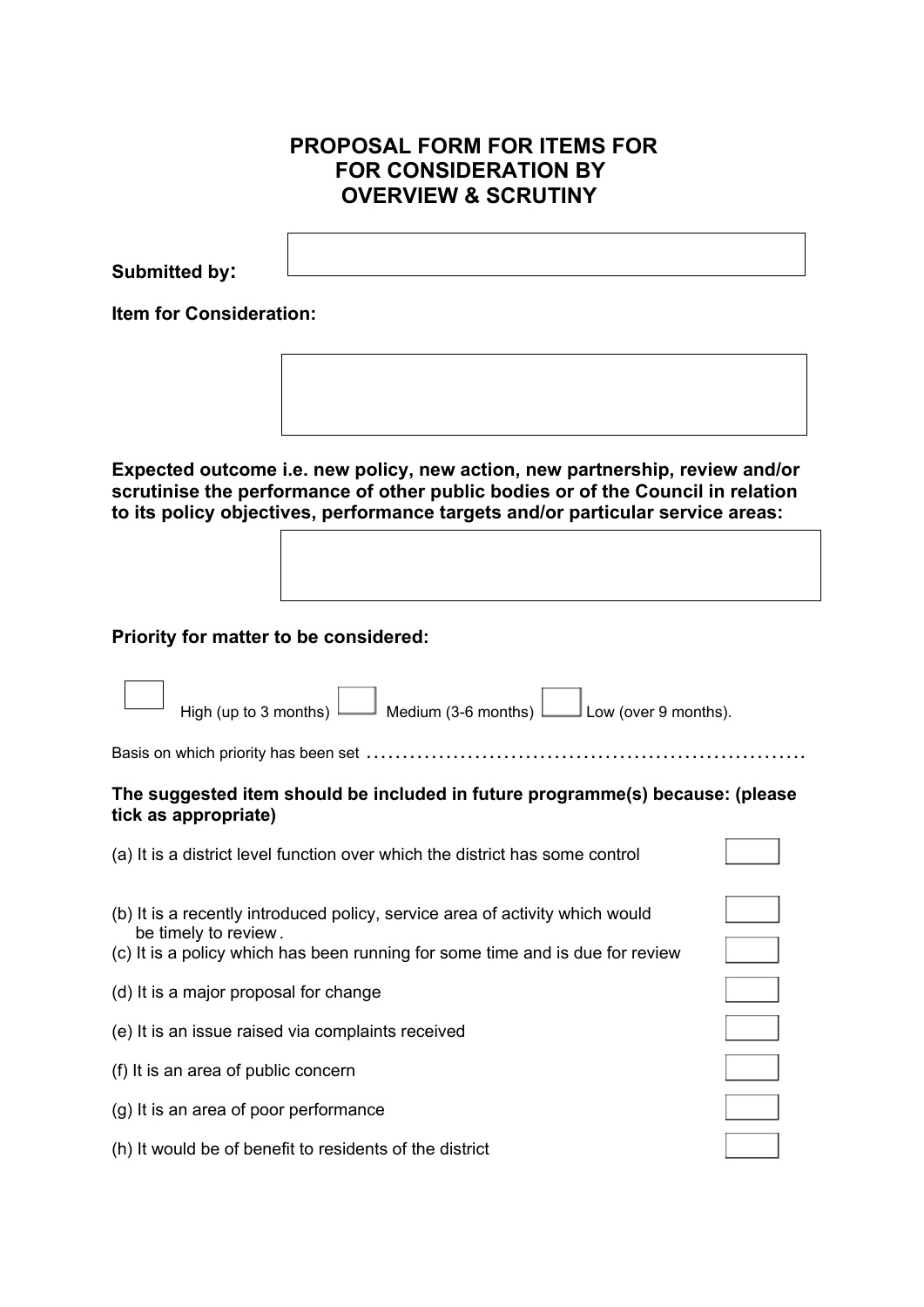# PROPOSAL FORM FOR ITEMS FOR FOR CONSIDERATION BY OVERVIEW & SCRUTINY

**Submitted by:**

**Item for Consideration:**

**Expected outcome i.e. new policy, new action, new partnership, review and/or scrutinise the performance of other public bodies or of the Council in relation to its policy objectives, performance targets and/or particular service areas:**

**Priority for matter to be considered:**

☐ High (up to 3 months) ☐ Medium (3-6 months) ☐ Low (over 9 months).

Basis on which priority has been set ..............................................................

**The suggested item should be included in future programme(s) because: (please tick as appropriate)**

(a) It is a district level function over which the district has some control ☐

(b) It is a recently introduced policy, service area of activity which would be timely to review. ☐

(c) It is a policy which has been running for some time and is due for review ☐

(d) It is a major proposal for change ☐

(e) It is an issue raised via complaints received ☐

(f) It is an area of public concern ☐

(g) It is an area of poor performance ☐

(h) It would be of benefit to residents of the district ☐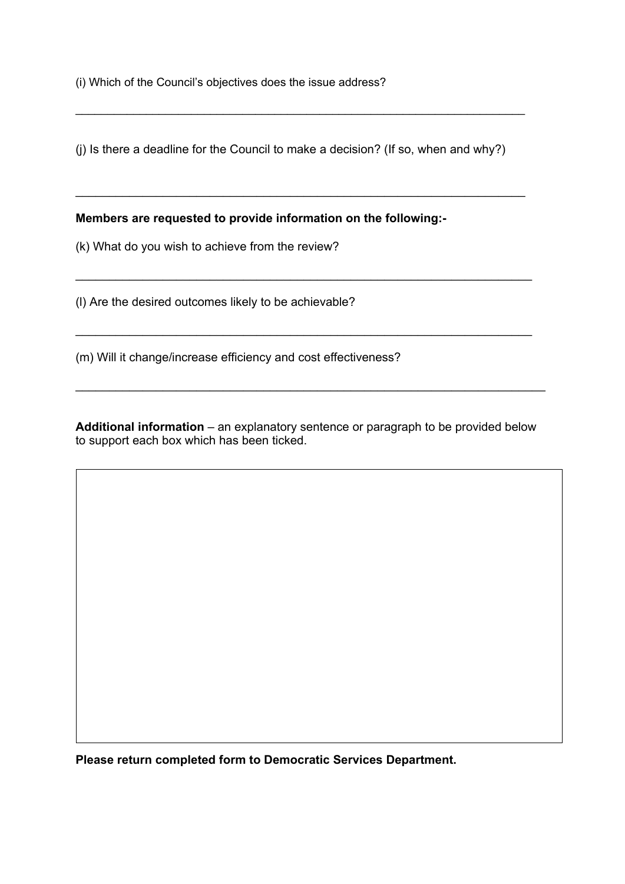(i) Which of the Council's objectives does the issue address?

______________________________________________________________________

(j) Is there a deadline for the Council to make a decision? (If so, when and why?)

______________________________________________________________________

**Members are requested to provide information on the following:-**

(k) What do you wish to achieve from the review?

______________________________________________________________________

(l) Are the desired outcomes likely to be achievable?

______________________________________________________________________

(m) Will it change/increase efficiency and cost effectiveness?

______________________________________________________________________

**Additional information** – an explanatory sentence or paragraph to be provided below to support each box which has been ticked.

| |
|---|
| |

**Please return completed form to Democratic Services Department.**